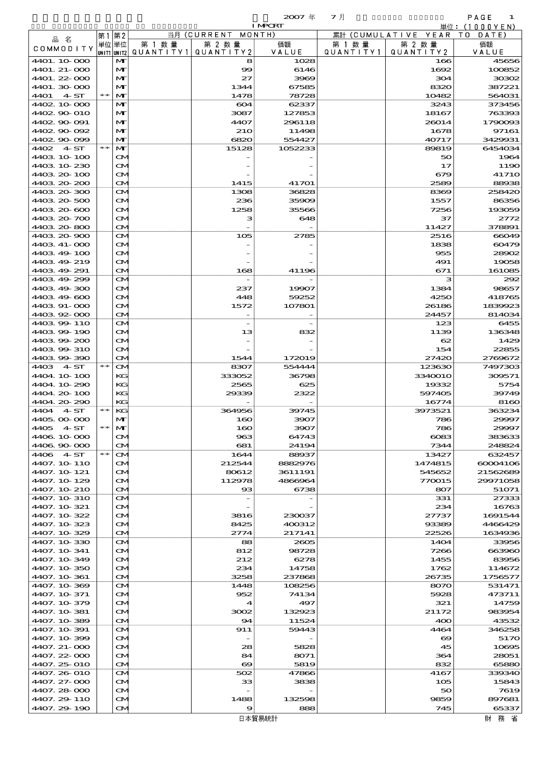2007 年 7 月 IMPORT

単位：(1000YEN)

| 品 名 COMMODITY | 第1単位 UNIT1 | 第2単位 UNIT2 | 当月 (CURRENT MONTH) 第1数量 QUANTITY1 | 第2数量 QUANTITY2 | 価額 VALUE | 累計 (CUMULATIVE YEAR TO DATE) 第1数量 QUANTITY1 | 第2数量 QUANTITY2 | 価額 VALUE |
|---|---|---|---|---|---|---|---|---|
| 4401.10-000 | | MT | | 8 | 1028 | | 166 | 45656 |
| 4401.21-000 | | MT | | 99 | 6146 | | 1692 | 100852 |
| 4401.22-000 | | MT | | 27 | 3969 | | 304 | 30302 |
| 4401.30-000 | | MT | | 1344 | 67585 | | 8320 | 387221 |
| 4401 4-ST | ** | MT | | 1478 | 78728 | | 10482 | 564031 |
| 4402.10-000 | | MT | | 604 | 62337 | | 3243 | 373456 |
| 4402.90-010 | | MT | | 3087 | 127853 | | 18167 | 763393 |
| 4402.90-091 | | MT | | 4407 | 296118 | | 26014 | 1790093 |
| 4402.90-092 | | MT | | 210 | 11498 | | 1678 | 97161 |
| 4402.90-099 | | MT | | 6820 | 554427 | | 40717 | 3429931 |
| 4402 4-ST | ** | MT | | 15128 | 1052233 | | 89819 | 6454034 |
| 4403.10-100 | | CM | | - | - | | 50 | 1964 |
| 4403.10-230 | | CM | | - | - | | 17 | 1190 |
| 4403.20-100 | | CM | | - | - | | 679 | 41710 |
| 4403.20-200 | | CM | | 1415 | 41701 | | 2589 | 88938 |
| 4403.20-300 | | CM | | 1308 | 36828 | | 8369 | 258420 |
| 4403.20-500 | | CM | | 236 | 35909 | | 1557 | 86356 |
| 4403.20-600 | | CM | | 1258 | 35566 | | 7256 | 193059 |
| 4403.20-700 | | CM | | 3 | 648 | | 37 | 2772 |
| 4403.20-800 | | CM | | - | - | | 11427 | 378891 |
| 4403.20-900 | | CM | | 105 | 2785 | | 2516 | 66049 |
| 4403.41-000 | | CM | | - | - | | 1838 | 60479 |
| 4403.49-100 | | CM | | - | - | | 955 | 28902 |
| 4403.49-219 | | CM | | - | - | | 491 | 19058 |
| 4403.49-291 | | CM | | 168 | 41196 | | 671 | 161085 |
| 4403.49-299 | | CM | | - | - | | 3 | 292 |
| 4403.49-300 | | CM | | 237 | 19907 | | 1384 | 98657 |
| 4403.49-600 | | CM | | 448 | 59252 | | 4250 | 418765 |
| 4403.91-000 | | CM | | 1572 | 107801 | | 26186 | 1839923 |
| 4403.92-000 | | CM | | - | - | | 24457 | 814034 |
| 4403.99-110 | | CM | | - | - | | 123 | 6455 |
| 4403.99-190 | | CM | | 13 | 832 | | 1139 | 136348 |
| 4403.99-200 | | CM | | - | - | | 62 | 1429 |
| 4403.99-310 | | CM | | - | - | | 154 | 22855 |
| 4403.99-390 | | CM | | 1544 | 172019 | | 27420 | 2769672 |
| 4403 4-ST | ** | CM | | 8307 | 554444 | | 123630 | 7497303 |
| 4404.10-100 | | KG | | 333052 | 36798 | | 3340010 | 309571 |
| 4404.10-290 | | KG | | 2565 | 625 | | 19332 | 5754 |
| 4404.20-100 | | KG | | 29339 | 2322 | | 597405 | 39749 |
| 4404.20-290 | | KG | | - | - | | 16774 | 8160 |
| 4404 4-ST | ** | KG | | 364956 | 39745 | | 3973521 | 363234 |
| 4405.00-000 | | MT | | 160 | 3907 | | 786 | 29997 |
| 4405 4-ST | ** | MT | | 160 | 3907 | | 786 | 29997 |
| 4406.10-000 | | CM | | 963 | 64743 | | 6083 | 383633 |
| 4406.90-000 | | CM | | 681 | 24194 | | 7344 | 248824 |
| 4406 4-ST | ** | CM | | 1644 | 88937 | | 13427 | 632457 |
| 4407.10-110 | | CM | | 212544 | 8882976 | | 1474815 | 60004106 |
| 4407.10-121 | | CM | | 80612 | 3611191 | | 545652 | 21562689 |
| 4407.10-129 | | CM | | 112978 | 4866964 | | 770015 | 29971058 |
| 4407.10-210 | | CM | | 93 | 6738 | | 807 | 51071 |
| 4407.10-310 | | CM | | - | - | | 331 | 27333 |
| 4407.10-321 | | CM | | - | - | | 234 | 16763 |
| 4407.10-322 | | CM | | 3816 | 230037 | | 27737 | 1691544 |
| 4407.10-323 | | CM | | 8425 | 400312 | | 93389 | 4466429 |
| 4407.10-329 | | CM | | 2774 | 217141 | | 22526 | 1634936 |
| 4407.10-330 | | CM | | 88 | 2605 | | 1404 | 33956 |
| 4407.10-341 | | CM | | 812 | 98728 | | 7266 | 663960 |
| 4407.10-349 | | CM | | 212 | 6278 | | 1455 | 83956 |
| 4407.10-350 | | CM | | 234 | 14758 | | 1762 | 114672 |
| 4407.10-361 | | CM | | 3258 | 237868 | | 26735 | 1756577 |
| 4407.10-369 | | CM | | 1448 | 108256 | | 8070 | 531471 |
| 4407.10-371 | | CM | | 952 | 74134 | | 5928 | 473711 |
| 4407.10-379 | | CM | | 4 | 497 | | 321 | 14759 |
| 4407.10-381 | | CM | | 3002 | 132923 | | 21172 | 983954 |
| 4407.10-389 | | CM | | 94 | 11524 | | 400 | 43532 |
| 4407.10-391 | | CM | | 911 | 59443 | | 4464 | 346258 |
| 4407.10-399 | | CM | | - | - | | 69 | 5170 |
| 4407.21-000 | | CM | | 28 | 5828 | | 45 | 10695 |
| 4407.22-000 | | CM | | 84 | 8071 | | 364 | 28051 |
| 4407.25-010 | | CM | | 69 | 5819 | | 832 | 65880 |
| 4407.26-010 | | CM | | 502 | 47866 | | 4167 | 339340 |
| 4407.27-000 | | CM | | 33 | 3838 | | 105 | 15843 |
| 4407.28-000 | | CM | | - | - | | 50 | 7619 |
| 4407.29-110 | | CM | | 1488 | 132598 | | 9859 | 897681 |
| 4407.29-190 | | CM | | 9 | 888 | | 745 | 65337 |

日本貿易統計 財 務 省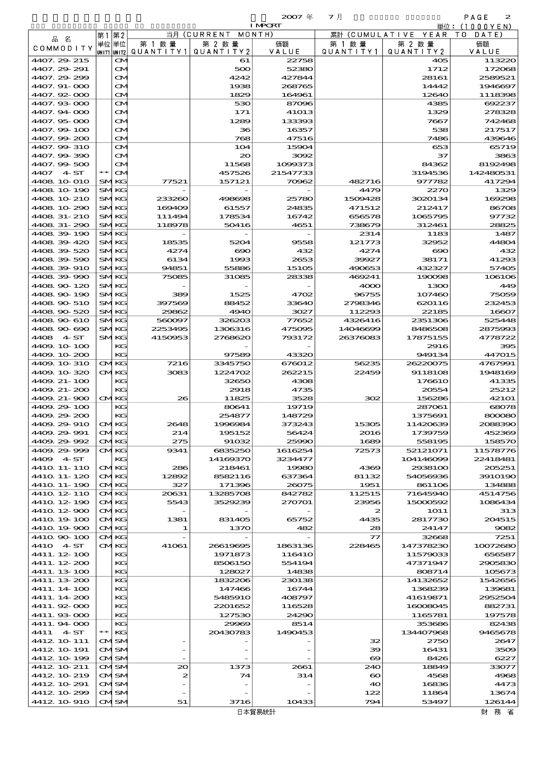2007 年 7 月 IMPORT 単位: (1000YEN)

| 品 名 COMMODITY | 第1 単位 UNIT1 | 第2 単位 UNIT2 | 当月 (CURRENT MONTH) 第 1 数 量 QUANTITY1 | 第 2 数 量 QUANTITY2 | 価額 VALUE | 累計 (CUMULATIVE YEAR TO DATE) 第 1 数 量 QUANTITY1 | 第 2 数 量 QUANTITY2 | 価額 VALUE |
|---|---|---|---|---|---|---|---|---|
| 4407. 29-215 | | CM | | 61 | 22758 | | 405 | 113220 |
| 4407. 29-291 | | CM | | 500 | 52380 | | 1712 | 172068 |
| 4407. 29-299 | | CM | | 4242 | 427844 | | 28161 | 2589521 |
| 4407. 91-000 | | CM | | 1938 | 268765 | | 14442 | 1946697 |
| 4407. 92-000 | | CM | | 1829 | 164961 | | 12640 | 1118398 |
| 4407. 93-000 | | CM | | 530 | 87096 | | 4385 | 692237 |
| 4407. 94-000 | | CM | | 171 | 41013 | | 1329 | 278328 |
| 4407. 95-000 | | CM | | 1289 | 133393 | | 7667 | 742468 |
| 4407. 99-100 | | CM | | 36 | 16357 | | 538 | 217517 |
| 4407. 99-200 | | CM | | 768 | 47516 | | 7486 | 439646 |
| 4407. 99-310 | | CM | | 104 | 15904 | | 653 | 65719 |
| 4407. 99-390 | | CM | | 20 | 3092 | | 37 | 3863 |
| 4407. 99-500 | | CM | | 11568 | 1099373 | | 84362 | 8192498 |
| 4407 4-ST | ** | CM | | 457526 | 21547733 | | 3194536 | 142480531 |
| 4408. 10-010 | SM | KG | 77521 | 157121 | 70962 | 482716 | 977782 | 417294 |
| 4408. 10-190 | SM | KG | - | - | - | 4479 | 2270 | 1329 |
| 4408. 10-210 | SM | KG | 233260 | 498698 | 25780 | 1509428 | 3020134 | 169298 |
| 4408. 10-290 | SM | KG | 169409 | 61557 | 24835 | 471512 | 212417 | 86708 |
| 4408. 31-210 | SM | KG | 111494 | 178534 | 16742 | 656578 | 1065795 | 97732 |
| 4408. 31-290 | SM | KG | 118978 | 50416 | 4651 | 738679 | 312461 | 28825 |
| 4408. 39-190 | SM | KG | - | - | - | 2314 | 1183 | 1487 |
| 4408. 39-420 | SM | KG | 18535 | 5204 | 9558 | 121773 | 32952 | 44804 |
| 4408. 39-520 | SM | KG | 4274 | 690 | 432 | 4274 | 690 | 432 |
| 4408. 39-590 | SM | KG | 6134 | 1993 | 2653 | 39927 | 38171 | 41293 |
| 4408. 39-910 | SM | KG | 94851 | 55886 | 15105 | 490653 | 432327 | 57405 |
| 4408. 39-990 | SM | KG | 75085 | 31085 | 28338 | 469241 | 190098 | 106106 |
| 4408. 90-120 | SM | KG | - | - | - | 4000 | 1300 | 449 |
| 4408. 90-190 | SM | KG | 389 | 1525 | 4702 | 96755 | 107460 | 75059 |
| 4408. 90-510 | SM | KG | 397569 | 88452 | 33640 | 2798346 | 620116 | 232453 |
| 4408. 90-520 | SM | KG | 29862 | 4940 | 3027 | 112293 | 22185 | 16607 |
| 4408. 90-610 | SM | KG | 560097 | 326203 | 77652 | 4326416 | 2351306 | 525448 |
| 4408. 90-690 | SM | KG | 2253495 | 1306316 | 475095 | 14046699 | 8486508 | 2875993 |
| 4408 4-ST | SM | KG | 4150953 | 2768620 | 793172 | 26376083 | 17875155 | 4778722 |
| 4409. 10-100 | | KG | | - | - | | 2916 | 395 |
| 4409. 10-200 | | KG | | 97589 | 43320 | | 949134 | 447015 |
| 4409. 10-310 | CM | KG | 7216 | 3345750 | 676012 | 56235 | 26220075 | 4767991 |
| 4409. 10-320 | CM | KG | 3083 | 1224702 | 262215 | 22459 | 9118108 | 1948169 |
| 4409. 21-100 | | KG | | 32650 | 4308 | | 176610 | 41335 |
| 4409. 21-200 | | KG | | 2918 | 4735 | | 20554 | 25212 |
| 4409. 21-900 | CM | KG | 26 | 11825 | 3528 | 302 | 156286 | 42101 |
| 4409. 29-100 | | KG | | 80641 | 19719 | | 287061 | 68078 |
| 4409. 29-200 | | KG | | 254877 | 148729 | | 1375691 | 800080 |
| 4409. 29-910 | CM | KG | 2648 | 1996984 | 373243 | 15305 | 11420639 | 2088390 |
| 4409. 29-991 | CM | KG | 214 | 195152 | 56424 | 2016 | 1739759 | 452369 |
| 4409. 29-992 | CM | KG | 275 | 91032 | 25990 | 1689 | 558195 | 158570 |
| 4409. 29-999 | CM | KG | 9341 | 6835250 | 1616254 | 72573 | 52121071 | 11578776 |
| 4409 4-ST | | KG | | 14169370 | 3234477 | | 104146099 | 22418481 |
| 4410. 11-110 | CM | KG | 286 | 218461 | 19980 | 4369 | 2938100 | 205251 |
| 4410. 11-120 | CM | KG | 12892 | 8582116 | 637364 | 81132 | 54056936 | 3910190 |
| 4410. 11-190 | CM | KG | 327 | 171396 | 26075 | 1951 | 861106 | 134888 |
| 4410. 12-110 | CM | KG | 20631 | 13285708 | 842782 | 112515 | 71645940 | 4514756 |
| 4410. 12-190 | CM | KG | 5543 | 3529239 | 270701 | 23956 | 15000592 | 1086434 |
| 4410. 12-900 | CM | KG | - | - | - | 2 | 1011 | 313 |
| 4410. 19-100 | CM | KG | 1381 | 831405 | 65752 | 4435 | 2817730 | 204515 |
| 4410. 19-900 | CM | KG | 1 | 1370 | 482 | 28 | 24147 | 9082 |
| 4410. 90-100 | CM | KG | - | - | - | 77 | 32668 | 7251 |
| 4410 4-ST | CM | KG | 41061 | 26619695 | 1863136 | 228465 | 147378230 | 10072680 |
| 4411. 12-100 | | KG | | 1971873 | 116410 | | 11579033 | 656587 |
| 4411. 12-200 | | KG | | 8506150 | 554194 | | 47371947 | 2905830 |
| 4411. 13-100 | | KG | | 128027 | 14838 | | 808714 | 105673 |
| 4411. 13-200 | | KG | | 1832206 | 230138 | | 14132652 | 1542656 |
| 4411. 14-100 | | KG | | 147466 | 16744 | | 1368239 | 139681 |
| 4411. 14-200 | | KG | | 5485910 | 408797 | | 41619871 | 2952504 |
| 4411. 92-000 | | KG | | 2201652 | 116528 | | 16008045 | 882731 |
| 4411. 93-000 | | KG | | 127530 | 24290 | | 1165781 | 197578 |
| 4411. 94-000 | | KG | | 29969 | 8514 | | 353686 | 82438 |
| 4411 4-ST | ** | KG | | 20430783 | 1490453 | | 134407968 | 9465678 |
| 4412. 10-111 | CM | SM | - | - | - | 32 | 2750 | 2647 |
| 4412. 10-191 | CM | SM | - | - | - | 39 | 16431 | 3509 |
| 4412. 10-199 | CM | SM | - | - | - | 69 | 8426 | 6227 |
| 4412. 10-211 | CM | SM | 20 | 1373 | 2661 | 240 | 18849 | 33077 |
| 4412. 10-219 | CM | SM | 2 | 74 | 314 | 60 | 4568 | 4968 |
| 4412. 10-291 | CM | SM | - | - | - | 40 | 16836 | 4473 |
| 4412. 10-299 | CM | SM | - | - | - | 122 | 11864 | 13674 |
| 4412. 10-910 | CM | SM | 51 | 3716 | 10433 | 794 | 53497 | 126144 |

日本貿易統計 財 務 省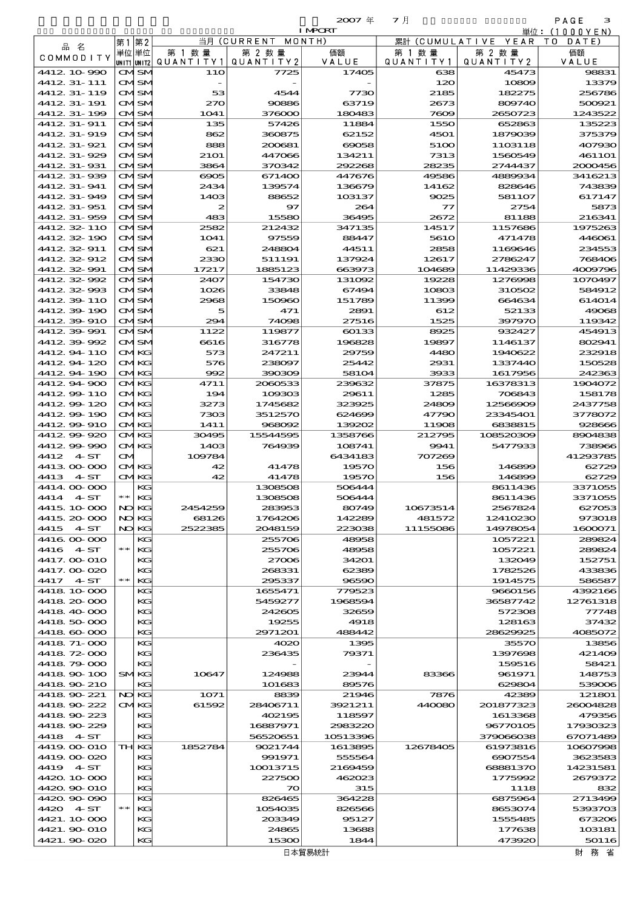2007 年 7 月 IMPORT 単位: (1000YEN)

| 品 名 COMMODITY | 第1 単位 UNIT1 | 第2 単位 UNIT2 | 当月 (CURRENT MONTH) 第 1 数 量 QUANTITY1 | 第 2 数 量 QUANTITY2 | 価額 VALUE | 累計 (CUMULATIVE YEAR TO DATE) 第 1 数 量 QUANTITY1 | 第 2 数 量 QUANTITY2 | 価額 VALUE |
|---|---|---|---|---|---|---|---|---|
| 4412.10-990 | CM | SM | 110 | 7725 | 17405 | 638 | 45473 | 98831 |
| 4412.31-111 | CM | SM | - | - | - | 120 | 10809 | 13379 |
| 4412.31-119 | CM | SM | 53 | 4544 | 7730 | 2185 | 182275 | 256786 |
| 4412.31-191 | CM | SM | 270 | 90886 | 63719 | 2673 | 809740 | 500921 |
| 4412.31-199 | CM | SM | 1041 | 376000 | 180483 | 7609 | 2650723 | 1243522 |
| 4412.31-911 | CM | SM | 135 | 57426 | 11884 | 1550 | 652863 | 135223 |
| 4412.31-919 | CM | SM | 862 | 360875 | 62152 | 4501 | 1879039 | 375379 |
| 4412.31-921 | CM | SM | 888 | 200681 | 69058 | 5100 | 1103118 | 407930 |
| 4412.31-929 | CM | SM | 2101 | 447066 | 134211 | 7313 | 1560549 | 461101 |
| 4412.31-931 | CM | SM | 3864 | 370342 | 292268 | 28235 | 2744437 | 2000456 |
| 4412.31-939 | CM | SM | 6905 | 671400 | 447676 | 49586 | 4889934 | 3416213 |
| 4412.31-941 | CM | SM | 2434 | 139574 | 136679 | 14162 | 828646 | 743839 |
| 4412.31-949 | CM | SM | 1403 | 88652 | 103137 | 9025 | 581107 | 617147 |
| 4412.31-951 | CM | SM | 2 | 97 | 264 | 77 | 2754 | 5873 |
| 4412.31-959 | CM | SM | 483 | 15580 | 36495 | 2672 | 81188 | 216341 |
| 4412.32-110 | CM | SM | 2582 | 212432 | 347135 | 14517 | 1157686 | 1975263 |
| 4412.32-190 | CM | SM | 1041 | 97559 | 88447 | 5610 | 471478 | 446061 |
| 4412.32-911 | CM | SM | 621 | 248804 | 44511 | 2858 | 1169646 | 234553 |
| 4412.32-912 | CM | SM | 2330 | 511191 | 137924 | 12617 | 2786247 | 768406 |
| 4412.32-991 | CM | SM | 17217 | 1885123 | 663973 | 104689 | 11429336 | 4009796 |
| 4412.32-992 | CM | SM | 2407 | 154730 | 131092 | 19228 | 1276998 | 1070497 |
| 4412.32-993 | CM | SM | 1026 | 33848 | 67494 | 10803 | 310502 | 584912 |
| 4412.39-110 | CM | SM | 2968 | 150960 | 151789 | 11399 | 664634 | 614014 |
| 4412.39-190 | CM | SM | 5 | 471 | 2891 | 612 | 52133 | 49068 |
| 4412.39-910 | CM | SM | 294 | 74098 | 27516 | 1525 | 397970 | 119342 |
| 4412.39-991 | CM | SM | 1122 | 119877 | 60133 | 8925 | 932427 | 454913 |
| 4412.39-992 | CM | SM | 6616 | 316778 | 196828 | 19897 | 1146137 | 802941 |
| 4412.94-110 | CM | KG | 573 | 247211 | 29759 | 4480 | 1940622 | 232918 |
| 4412.94-120 | CM | KG | 576 | 238097 | 25442 | 2931 | 1337440 | 150528 |
| 4412.94-190 | CM | KG | 992 | 390309 | 58104 | 3933 | 1617956 | 242363 |
| 4412.94-900 | CM | KG | 4711 | 2060533 | 239632 | 37875 | 16378313 | 1904072 |
| 4412.99-110 | CM | KG | 194 | 109303 | 29611 | 1285 | 706843 | 158178 |
| 4412.99-120 | CM | KG | 3273 | 1745682 | 323925 | 24809 | 12566909 | 2437758 |
| 4412.99-190 | CM | KG | 7303 | 3512570 | 624699 | 47790 | 23345401 | 3778072 |
| 4412.99-910 | CM | KG | 1411 | 968092 | 139202 | 11908 | 6838815 | 928666 |
| 4412.99-920 | CM | KG | 30495 | 15544595 | 1358766 | 212795 | 108520309 | 8904838 |
| 4412.99-990 | CM | KG | 1403 | 764939 | 108741 | 9941 | 5477933 | 738966 |
| 4412 4-ST | CM | | 109784 | | 6434183 | 707269 | | 41293785 |
| 4413.00-000 | CM | KG | 42 | 41478 | 19570 | 156 | 146899 | 62729 |
| 4413 4-ST | CM | KG | 42 | 41478 | 19570 | 156 | 146899 | 62729 |
| 4414.00-000 | | KG | | 1308508 | 506444 | | 8611436 | 3371055 |
| 4414 4-ST | ** | KG | | 1308508 | 506444 | | 8611436 | 3371055 |
| 4415.10-000 | NO | KG | 2454259 | 283953 | 80749 | 10673514 | 2567824 | 627053 |
| 4415.20-000 | NO | KG | 68126 | 1764206 | 142289 | 481572 | 12410230 | 973018 |
| 4415 4-ST | NO | KG | 2522385 | 2048159 | 223038 | 11155086 | 14978054 | 1600071 |
| 4416.00-000 | | KG | | 255706 | 48958 | | 1057221 | 289824 |
| 4416 4-ST | ** | KG | | 255706 | 48958 | | 1057221 | 289824 |
| 4417.00-010 | | KG | | 27006 | 34201 | | 132049 | 152751 |
| 4417.00-020 | | KG | | 268331 | 62389 | | 1782526 | 433836 |
| 4417 4-ST | ** | KG | | 295337 | 96590 | | 1914575 | 586587 |
| 4418.10-000 | | KG | | 1655471 | 779523 | | 9660156 | 4392166 |
| 4418.20-000 | | KG | | 5459277 | 1968594 | | 36587742 | 12761318 |
| 4418.40-000 | | KG | | 242605 | 32659 | | 572308 | 77748 |
| 4418.50-000 | | KG | | 19255 | 4918 | | 128163 | 37432 |
| 4418.60-000 | | KG | | 2971201 | 488442 | | 28629925 | 4085072 |
| 4418.71-000 | | KG | | 4020 | 1395 | | 35570 | 13856 |
| 4418.72-000 | | KG | | 236435 | 79371 | | 1397698 | 421409 |
| 4418.79-000 | | KG | | - | - | | 159516 | 58421 |
| 4418.90-100 | SM | KG | 10647 | 124988 | 23944 | 83366 | 961971 | 148753 |
| 4418.90-210 | | KG | | 101683 | 89576 | | 629804 | 539006 |
| 4418.90-221 | NO | KG | 1071 | 8839 | 21946 | 7876 | 42389 | 121801 |
| 4418.90-222 | CM | KG | 61592 | 28406711 | 3921211 | 440080 | 201877323 | 26004828 |
| 4418.90-223 | | KG | | 402195 | 118597 | | 1613368 | 479356 |
| 4418.90-229 | | KG | | 16887971 | 2983220 | | 96770105 | 17930323 |
| 4418 4-ST | | KG | | 56520651 | 10513396 | | 379066038 | 67071489 |
| 4419.00-010 | TH | KG | 1852784 | 9021744 | 1613895 | 12678405 | 61973816 | 10607998 |
| 4419.00-020 | | KG | | 991971 | 555564 | | 6907554 | 3623583 |
| 4419 4-ST | | KG | | 10013715 | 2169459 | | 68881370 | 14231581 |
| 4420.10-000 | | KG | | 227500 | 462023 | | 1775992 | 2679372 |
| 4420.90-010 | | KG | | 70 | 315 | | 1118 | 832 |
| 4420.90-090 | | KG | | 826465 | 364228 | | 6875964 | 2713499 |
| 4420 4-ST | ** | KG | | 1054035 | 826566 | | 8653074 | 5393703 |
| 4421.10-000 | | KG | | 203349 | 95127 | | 1555485 | 673206 |
| 4421.90-010 | | KG | | 24865 | 13688 | | 177638 | 103181 |
| 4421.90-020 | | KG | | 15300 | 1844 | | 473920 | 50116 |

日本貿易統計 財 務 省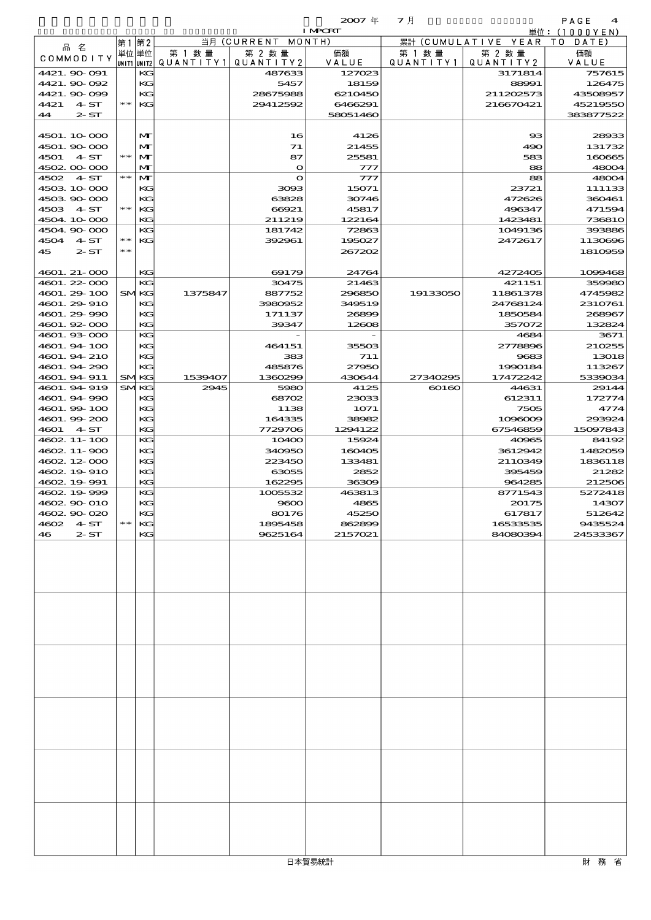2007 年 7 月 IMPORT

単位：(1000YEN)

| 品名 COMMODITY | 第1単位 UNIT1 | 第2単位 UNIT2 | 当月 (CURRENT MONTH) 第1数量 QUANTITY1 | 第2数量 QUANTITY2 | 価額 VALUE | 累計 (CUMULATIVE YEAR TO DATE) 第1数量 QUANTITY1 | 第2数量 QUANTITY2 | 価額 VALUE |
|---|---|---|---|---|---|---|---|---|
| 4421.90-091 | | KG | | 487633 | 127023 | | 3171814 | 757615 |
| 4421.90-092 | | KG | | 5457 | 18159 | | 88991 | 126475 |
| 4421.90-099 | | KG | | 28675988 | 6210450 | | 211202573 | 43508957 |
| 4421 4-ST | ** | KG | | 29412592 | 6466291 | | 216670421 | 45219550 |
| 44 2-ST | | | | | 58051460 | | | 383877522 |
| | | | | | | | | |
| 4501.10-000 | | MT | | 16 | 4126 | | 93 | 28933 |
| 4501.90-000 | | MT | | 71 | 21455 | | 490 | 131732 |
| 4501 4-ST | ** | MT | | 87 | 25581 | | 583 | 160665 |
| 4502.00-000 | | MT | | 0 | 777 | | 88 | 48004 |
| 4502 4-ST | ** | MT | | 0 | 777 | | 88 | 48004 |
| 4503.10-000 | | KG | | 3093 | 15071 | | 23721 | 111133 |
| 4503.90-000 | | KG | | 63828 | 30746 | | 472626 | 360461 |
| 4503 4-ST | ** | KG | | 66921 | 45817 | | 496347 | 471594 |
| 4504.10-000 | | KG | | 211219 | 122164 | | 1423481 | 736810 |
| 4504.90-000 | | KG | | 181742 | 72863 | | 1049136 | 393886 |
| 4504 4-ST | ** | KG | | 392961 | 195027 | | 2472617 | 1130696 |
| 45 2-ST | ** | | | | 267202 | | | 1810959 |
| | | | | | | | | |
| 4601.21-000 | | KG | | 69179 | 24764 | | 4272405 | 1099468 |
| 4601.22-000 | | KG | | 30475 | 21463 | | 421151 | 359980 |
| 4601.29-100 | SM | KG | 1375847 | 887752 | 296850 | 19133050 | 11861378 | 4745982 |
| 4601.29-910 | | KG | | 3980952 | 349519 | | 24768124 | 2310761 |
| 4601.29-990 | | KG | | 171137 | 26899 | | 1850584 | 268967 |
| 4601.92-000 | | KG | | 39347 | 12608 | | 357072 | 132824 |
| 4601.93-000 | | KG | | - | - | | 4684 | 3671 |
| 4601.94-100 | | KG | | 464151 | 35503 | | 2778896 | 210255 |
| 4601.94-210 | | KG | | 383 | 711 | | 9683 | 13018 |
| 4601.94-290 | | KG | | 485876 | 27950 | | 1990184 | 113267 |
| 4601.94-911 | SM | KG | 1539407 | 1360299 | 430644 | 27340295 | 17472242 | 5339034 |
| 4601.94-919 | SM | KG | 2945 | 5980 | 4125 | 60160 | 44631 | 29144 |
| 4601.94-990 | | KG | | 68702 | 23033 | | 612311 | 172774 |
| 4601.99-100 | | KG | | 1138 | 1071 | | 7505 | 4774 |
| 4601.99-200 | | KG | | 164335 | 38982 | | 1096009 | 293924 |
| 4601 4-ST | | KG | | 7729706 | 1294122 | | 67546859 | 15097843 |
| 4602.11-100 | | KG | | 10400 | 15924 | | 40965 | 84192 |
| 4602.11-900 | | KG | | 340950 | 160405 | | 3612942 | 1482059 |
| 4602.12-000 | | KG | | 223450 | 133481 | | 2110349 | 1836118 |
| 4602.19-910 | | KG | | 63055 | 2852 | | 395459 | 21282 |
| 4602.19-991 | | KG | | 162295 | 36309 | | 964285 | 212506 |
| 4602.19-999 | | KG | | 1005532 | 463813 | | 8771543 | 5272418 |
| 4602.90-010 | | KG | | 9600 | 4865 | | 20175 | 14307 |
| 4602.90-020 | | KG | | 80176 | 45250 | | 617817 | 512642 |
| 4602 4-ST | ** | KG | | 1895458 | 862899 | | 16533535 | 9435524 |
| 46 2-ST | | KG | | 9625164 | 2157021 | | 84080394 | 24533367 |

日本貿易統計　　財務省